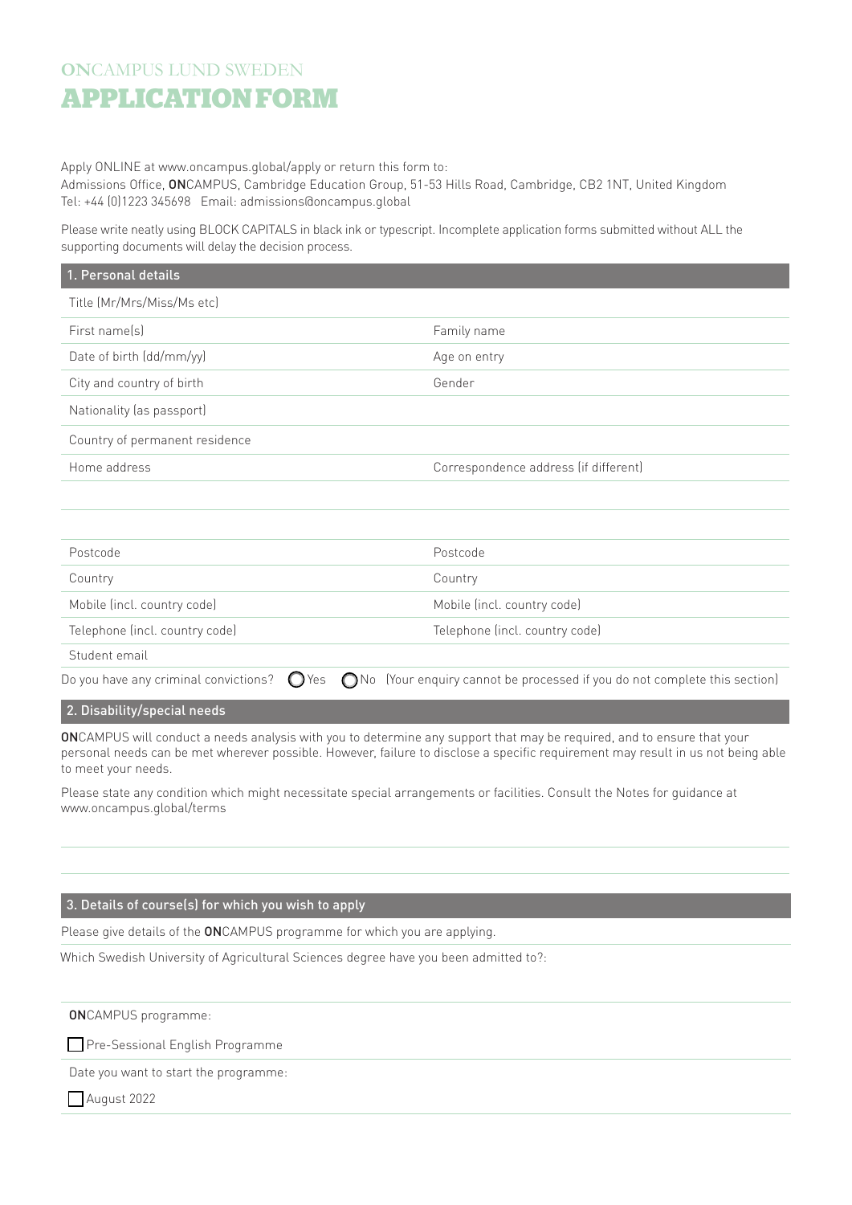# ONCAMPUS LUND SWEDEN

# APPLICATION FORM

Apply ONLINE at www.oncampus.global/apply or return this form to:
Admissions Office, **ON**CAMPUS, Cambridge Education Group, 51-53 Hills Road, Cambridge, CB2 1NT, United Kingdom
Tel: +44 (0)1223 345698 Email: admissions@oncampus.global

Please write neatly using BLOCK CAPITALS in black ink or typescript. Incomplete application forms submitted without ALL the supporting documents will delay the decision process.

## 1. Personal details

| | |
|---|---|
| Title (Mr/Mrs/Miss/Ms etc) | |
| First name(s) | Family name |
| Date of birth (dd/mm/yy) | Age on entry |
| City and country of birth | Gender |
| Nationality (as passport) | |
| Country of permanent residence | |
| Home address | Correspondence address (if different) |
| | |
| | |
| Postcode | Postcode |
| Country | Country |
| Mobile (incl. country code) | Mobile (incl. country code) |
| Telephone (incl. country code) | Telephone (incl. country code) |
| Student email | |

Do you have any criminal convictions? ◯ Yes ◯ No (Your enquiry cannot be processed if you do not complete this section)

## 2. Disability/special needs

**ON**CAMPUS will conduct a needs analysis with you to determine any support that may be required, and to ensure that your personal needs can be met wherever possible. However, failure to disclose a specific requirement may result in us not being able to meet your needs.

Please state any condition which might necessitate special arrangements or facilities. Consult the Notes for guidance at www.oncampus.global/terms

## 3. Details of course(s) for which you wish to apply

Please give details of the **ON**CAMPUS programme for which you are applying.

Which Swedish University of Agricultural Sciences degree have you been admitted to?:

**ON**CAMPUS programme:

☐ Pre-Sessional English Programme

Date you want to start the programme:

☐ August 2022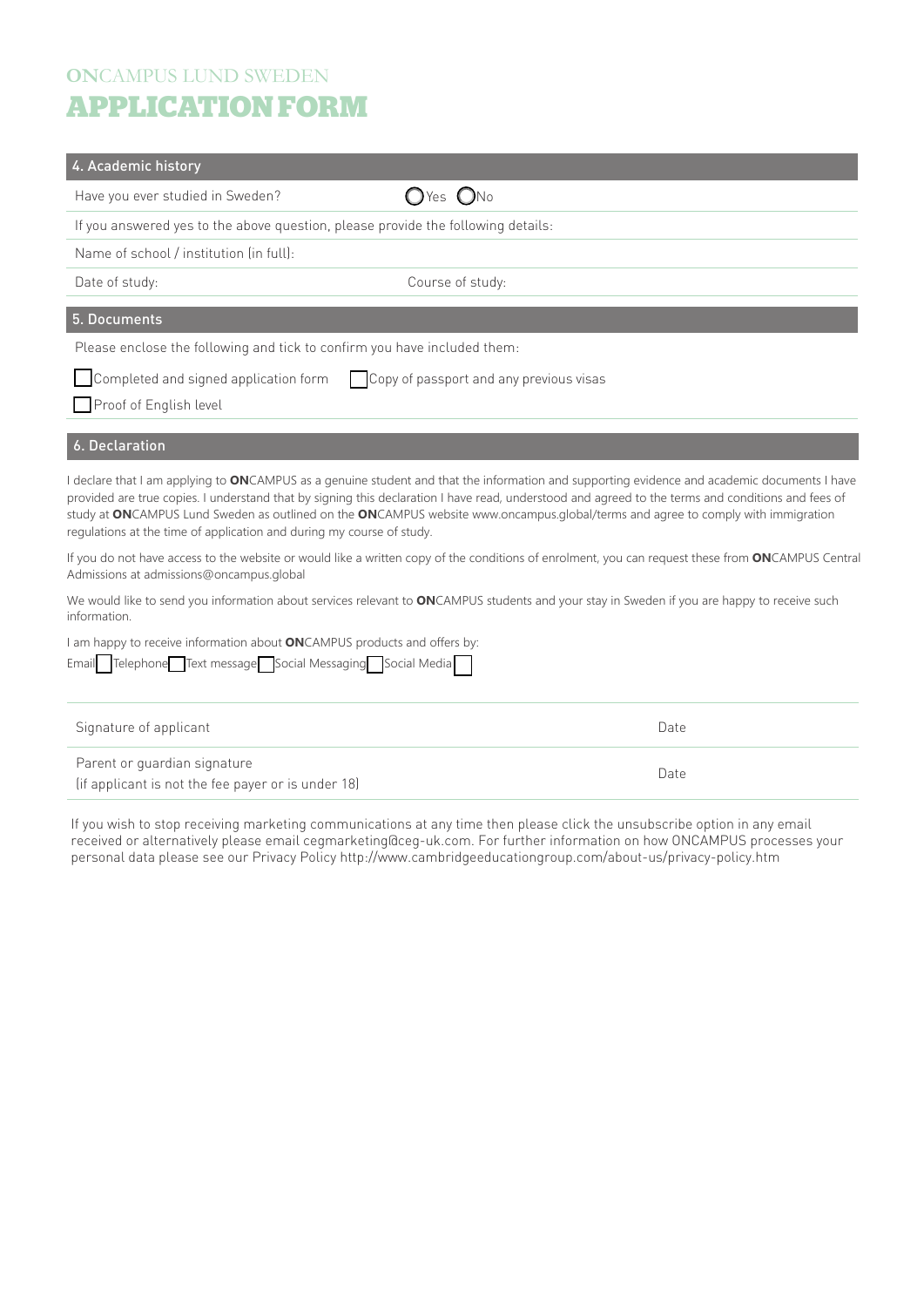**ONCAMPUS LUND SWEDEN**

# APPLICATION FORM

## 4. Academic history

Have you ever studied in Sweden? ◯ Yes ◯ No

If you answered yes to the above question, please provide the following details:

Name of school / institution (in full):

Date of study: Course of study:

## 5. Documents

Please enclose the following and tick to confirm you have included them:

☐ Completed and signed application form ☐ Copy of passport and any previous visas

☐ Proof of English level

## 6. Declaration

I declare that I am applying to **ON**CAMPUS as a genuine student and that the information and supporting evidence and academic documents I have provided are true copies. I understand that by signing this declaration I have read, understood and agreed to the terms and conditions and fees of study at **ON**CAMPUS Lund Sweden as outlined on the **ON**CAMPUS website www.oncampus.global/terms and agree to comply with immigration regulations at the time of application and during my course of study.

If you do not have access to the website or would like a written copy of the conditions of enrolment, you can request these from **ON**CAMPUS Central Admissions at admissions@oncampus.global

We would like to send you information about services relevant to **ON**CAMPUS students and your stay in Sweden if you are happy to receive such information.

I am happy to receive information about **ON**CAMPUS products and offers by:

Email ☐ Telephone ☐ Text message ☐ Social Messaging ☐ Social Media ☐

| | |
|---|---|
| Signature of applicant | Date |
| Parent or guardian signature (if applicant is not the fee payer or is under 18) | Date |

If you wish to stop receiving marketing communications at any time then please click the unsubscribe option in any email received or alternatively please email cegmarketing@ceg-uk.com. For further information on how ONCAMPUS processes your personal data please see our Privacy Policy http://www.cambridgeeducationgroup.com/about-us/privacy-policy.htm